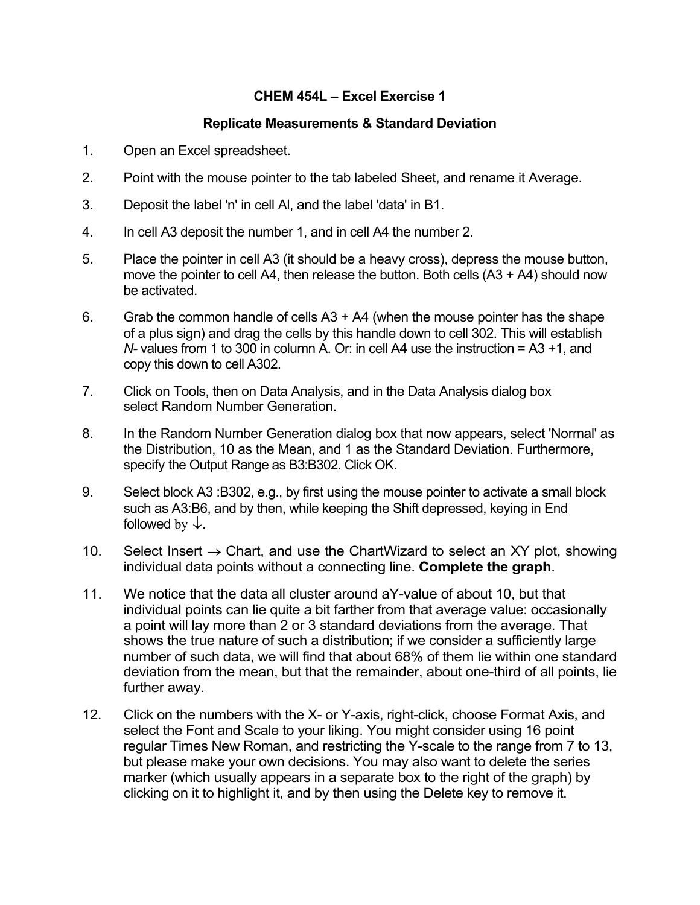**CHEM 454L – Excel Exercise 1**

**Replicate Measurements & Standard Deviation**

1. Open an Excel spreadsheet.

2. Point with the mouse pointer to the tab labeled Sheet, and rename it Average.

3. Deposit the label 'n' in cell Al, and the label 'data' in B1.

4. In cell A3 deposit the number 1, and in cell A4 the number 2.

5. Place the pointer in cell A3 (it should be a heavy cross), depress the mouse button, move the pointer to cell A4, then release the button. Both cells (A3 + A4) should now be activated.

6. Grab the common handle of cells A3 + A4 (when the mouse pointer has the shape of a plus sign) and drag the cells by this handle down to cell 302. This will establish *N*- values from 1 to 300 in column A. Or: in cell A4 use the instruction = A3 +1, and copy this down to cell A302.

7. Click on Tools, then on Data Analysis, and in the Data Analysis dialog box select Random Number Generation.

8. In the Random Number Generation dialog box that now appears, select 'Normal' as the Distribution, 10 as the Mean, and 1 as the Standard Deviation. Furthermore, specify the Output Range as B3:B302. Click OK.

9. Select block A3 :B302, e.g., by first using the mouse pointer to activate a small block such as A3:B6, and by then, while keeping the Shift depressed, keying in End followed by ↓.

10. Select Insert → Chart, and use the ChartWizard to select an XY plot, showing individual data points without a connecting line. **Complete the graph**.

11. We notice that the data all cluster around aY-value of about 10, but that individual points can lie quite a bit farther from that average value: occasionally a point will lay more than 2 or 3 standard deviations from the average. That shows the true nature of such a distribution; if we consider a sufficiently large number of such data, we will find that about 68% of them lie within one standard deviation from the mean, but that the remainder, about one-third of all points, lie further away.

12. Click on the numbers with the X- or Y-axis, right-click, choose Format Axis, and select the Font and Scale to your liking. You might consider using 16 point regular Times New Roman, and restricting the Y-scale to the range from 7 to 13, but please make your own decisions. You may also want to delete the series marker (which usually appears in a separate box to the right of the graph) by clicking on it to highlight it, and by then using the Delete key to remove it.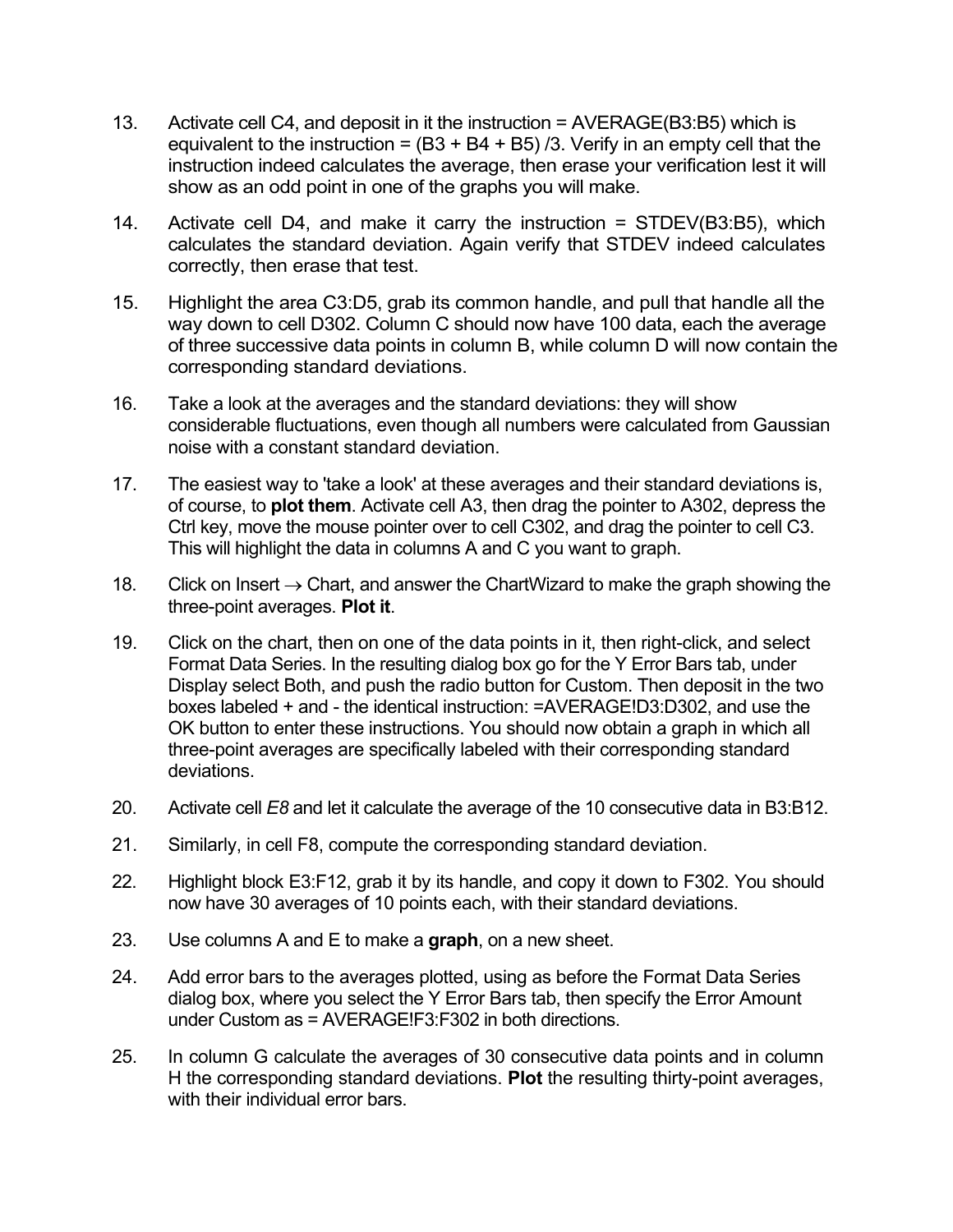13. Activate cell C4, and deposit in it the instruction = AVERAGE(B3:B5) which is equivalent to the instruction = (B3 + B4 + B5) /3. Verify in an empty cell that the instruction indeed calculates the average, then erase your verification lest it will show as an odd point in one of the graphs you will make.

14. Activate cell D4, and make it carry the instruction = STDEV(B3:B5), which calculates the standard deviation. Again verify that STDEV indeed calculates correctly, then erase that test.

15. Highlight the area C3:D5, grab its common handle, and pull that handle all the way down to cell D302. Column C should now have 100 data, each the average of three successive data points in column B, while column D will now contain the corresponding standard deviations.

16. Take a look at the averages and the standard deviations: they will show considerable fluctuations, even though all numbers were calculated from Gaussian noise with a constant standard deviation.

17. The easiest way to 'take a look' at these averages and their standard deviations is, of course, to **plot them**. Activate cell A3, then drag the pointer to A302, depress the Ctrl key, move the mouse pointer over to cell C302, and drag the pointer to cell C3. This will highlight the data in columns A and C you want to graph.

18. Click on Insert → Chart, and answer the ChartWizard to make the graph showing the three-point averages. **Plot it**.

19. Click on the chart, then on one of the data points in it, then right-click, and select Format Data Series. In the resulting dialog box go for the Y Error Bars tab, under Display select Both, and push the radio button for Custom. Then deposit in the two boxes labeled + and - the identical instruction: =AVERAGE!D3:D302, and use the OK button to enter these instructions. You should now obtain a graph in which all three-point averages are specifically labeled with their corresponding standard deviations.

20. Activate cell *E8* and let it calculate the average of the 10 consecutive data in B3:B12.

21. Similarly, in cell F8, compute the corresponding standard deviation.

22. Highlight block E3:F12, grab it by its handle, and copy it down to F302. You should now have 30 averages of 10 points each, with their standard deviations.

23. Use columns A and E to make a **graph**, on a new sheet.

24. Add error bars to the averages plotted, using as before the Format Data Series dialog box, where you select the Y Error Bars tab, then specify the Error Amount under Custom as = AVERAGE!F3:F302 in both directions.

25. In column G calculate the averages of 30 consecutive data points and in column H the corresponding standard deviations. **Plot** the resulting thirty-point averages, with their individual error bars.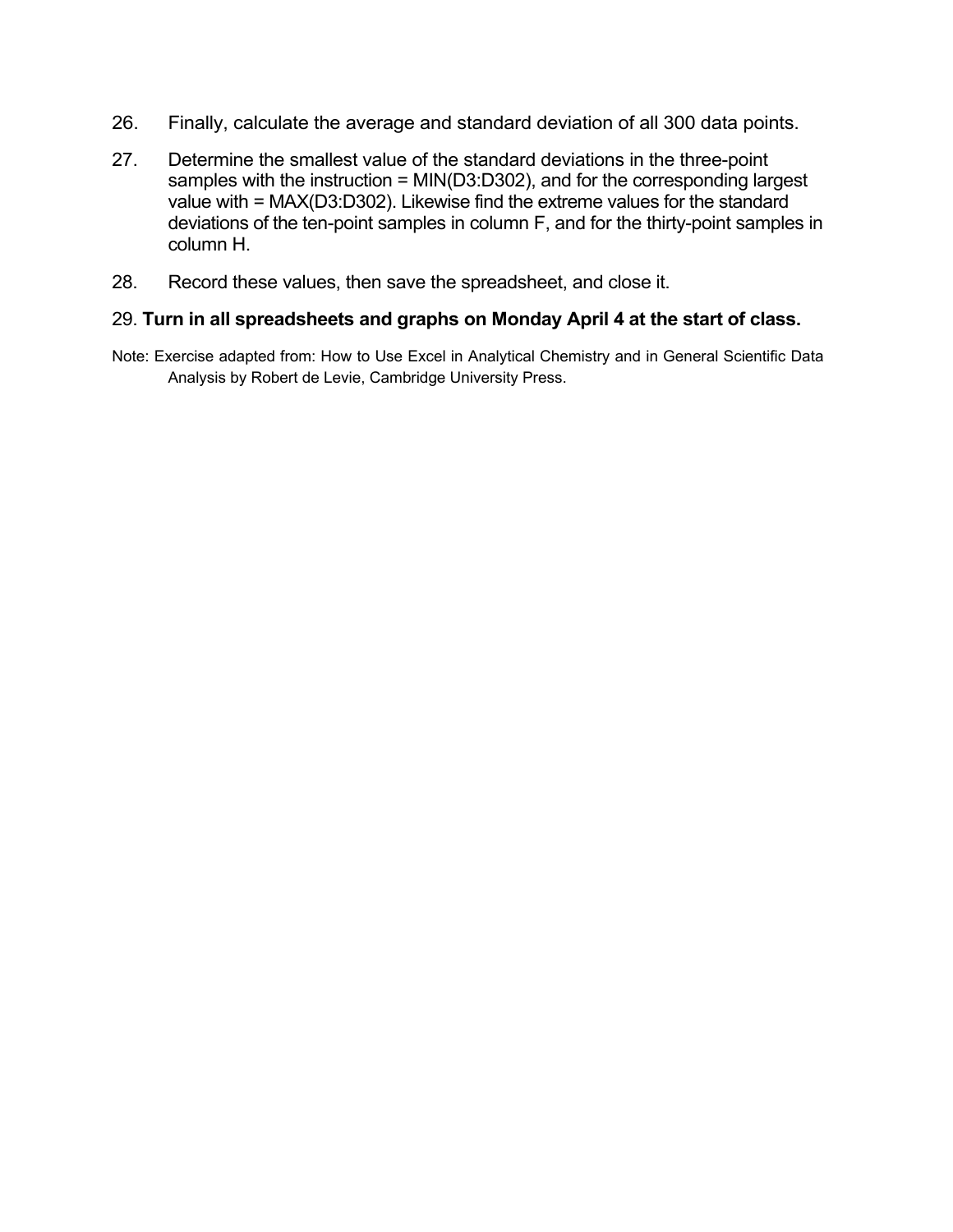26. Finally, calculate the average and standard deviation of all 300 data points.

27. Determine the smallest value of the standard deviations in the three-point samples with the instruction = MIN(D3:D302), and for the corresponding largest value with = MAX(D3:D302). Likewise find the extreme values for the standard deviations of the ten-point samples in column F, and for the thirty-point samples in column H.

28. Record these values, then save the spreadsheet, and close it.

29. **Turn in all spreadsheets and graphs on Monday April 4 at the start of class.**

Note: Exercise adapted from: How to Use Excel in Analytical Chemistry and in General Scientific Data Analysis by Robert de Levie, Cambridge University Press.